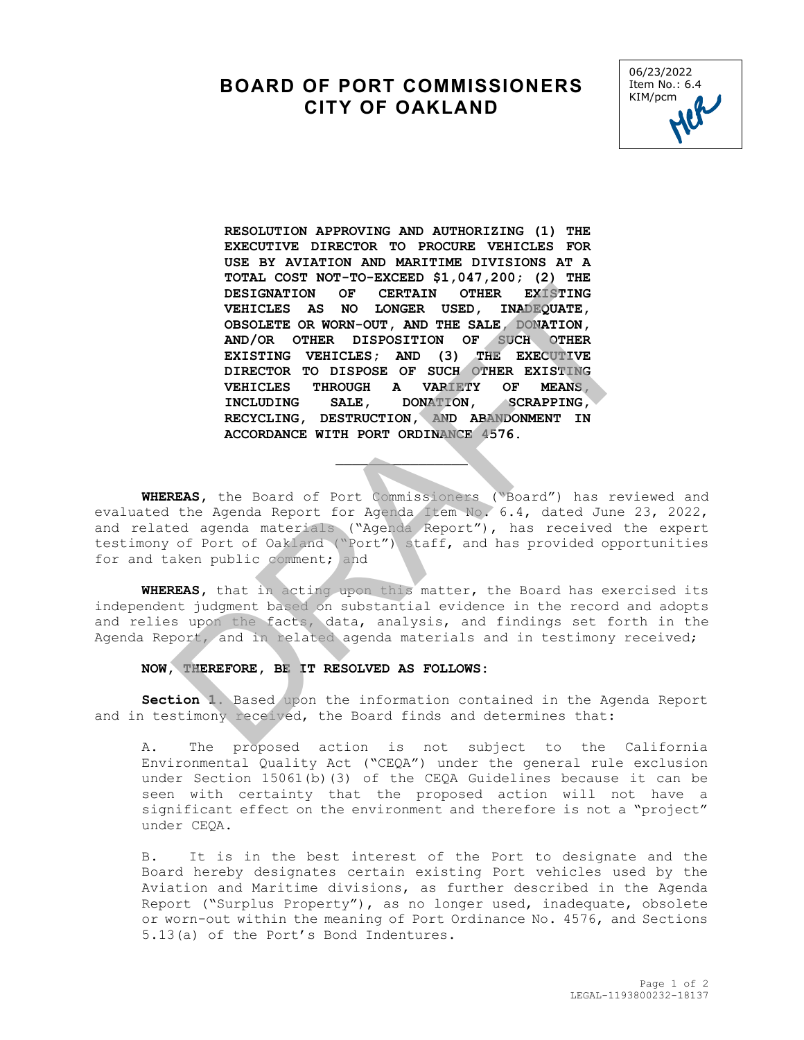# BOARD OF PORT COMMISSIONERS
# CITY OF OAKLAND

06/23/2022
Item No.: 6.4
KIM/pcm

**RESOLUTION APPROVING AND AUTHORIZING (1) THE EXECUTIVE DIRECTOR TO PROCURE VEHICLES FOR USE BY AVIATION AND MARITIME DIVISIONS AT A TOTAL COST NOT-TO-EXCEED $1,047,200; (2) THE DESIGNATION OF CERTAIN OTHER EXISTING VEHICLES AS NO LONGER USED, INADEQUATE, OBSOLETE OR WORN-OUT, AND THE SALE, DONATION, AND/OR OTHER DISPOSITION OF SUCH OTHER EXISTING VEHICLES; AND (3) THE EXECUTIVE DIRECTOR TO DISPOSE OF SUCH OTHER EXISTING VEHICLES THROUGH A VARIETY OF MEANS, INCLUDING SALE, DONATION, SCRAPPING, RECYCLING, DESTRUCTION, AND ABANDONMENT IN ACCORDANCE WITH PORT ORDINANCE 4576.**

---

**WHEREAS,** the Board of Port Commissioners ("Board") has reviewed and evaluated the Agenda Report for Agenda Item No. 6.4, dated June 23, 2022, and related agenda materials ("Agenda Report"), has received the expert testimony of Port of Oakland ("Port") staff, and has provided opportunities for and taken public comment; and

**WHEREAS,** that in acting upon this matter, the Board has exercised its independent judgment based on substantial evidence in the record and adopts and relies upon the facts, data, analysis, and findings set forth in the Agenda Report, and in related agenda materials and in testimony received;

**NOW, THEREFORE, BE IT RESOLVED AS FOLLOWS:**

**Section 1.** Based upon the information contained in the Agenda Report and in testimony received, the Board finds and determines that:

A. The proposed action is not subject to the California Environmental Quality Act ("CEQA") under the general rule exclusion under Section 15061(b)(3) of the CEQA Guidelines because it can be seen with certainty that the proposed action will not have a significant effect on the environment and therefore is not a "project" under CEQA.

B. It is in the best interest of the Port to designate and the Board hereby designates certain existing Port vehicles used by the Aviation and Maritime divisions, as further described in the Agenda Report ("Surplus Property"), as no longer used, inadequate, obsolete or worn-out within the meaning of Port Ordinance No. 4576, and Sections 5.13(a) of the Port's Bond Indentures.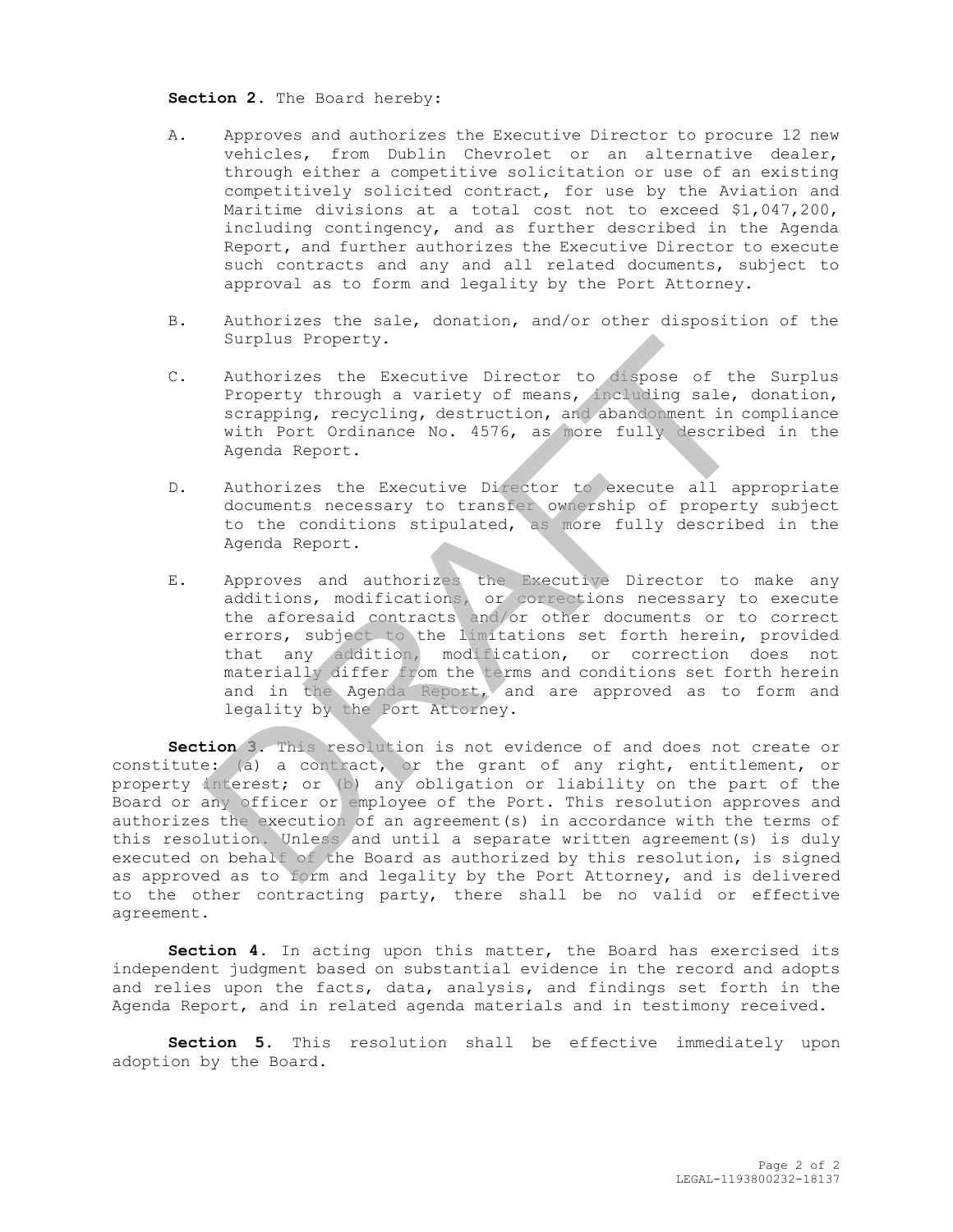**Section 2.** The Board hereby:

A. Approves and authorizes the Executive Director to procure 12 new vehicles, from Dublin Chevrolet or an alternative dealer, through either a competitive solicitation or use of an existing competitively solicited contract, for use by the Aviation and Maritime divisions at a total cost not to exceed $1,047,200, including contingency, and as further described in the Agenda Report, and further authorizes the Executive Director to execute such contracts and any and all related documents, subject to approval as to form and legality by the Port Attorney.

B. Authorizes the sale, donation, and/or other disposition of the Surplus Property.

C. Authorizes the Executive Director to dispose of the Surplus Property through a variety of means, including sale, donation, scrapping, recycling, destruction, and abandonment in compliance with Port Ordinance No. 4576, as more fully described in the Agenda Report.

D. Authorizes the Executive Director to execute all appropriate documents necessary to transfer ownership of property subject to the conditions stipulated, as more fully described in the Agenda Report.

E. Approves and authorizes the Executive Director to make any additions, modifications, or corrections necessary to execute the aforesaid contracts and/or other documents or to correct errors, subject to the limitations set forth herein, provided that any addition, modification, or correction does not materially differ from the terms and conditions set forth herein and in the Agenda Report, and are approved as to form and legality by the Port Attorney.

**Section 3.** This resolution is not evidence of and does not create or constitute: (a) a contract, or the grant of any right, entitlement, or property interest; or (b) any obligation or liability on the part of the Board or any officer or employee of the Port. This resolution approves and authorizes the execution of an agreement(s) in accordance with the terms of this resolution. Unless and until a separate written agreement(s) is duly executed on behalf of the Board as authorized by this resolution, is signed as approved as to form and legality by the Port Attorney, and is delivered to the other contracting party, there shall be no valid or effective agreement.

**Section 4.** In acting upon this matter, the Board has exercised its independent judgment based on substantial evidence in the record and adopts and relies upon the facts, data, analysis, and findings set forth in the Agenda Report, and in related agenda materials and in testimony received.

**Section 5.** This resolution shall be effective immediately upon adoption by the Board.

LEGAL-1193800232-18137